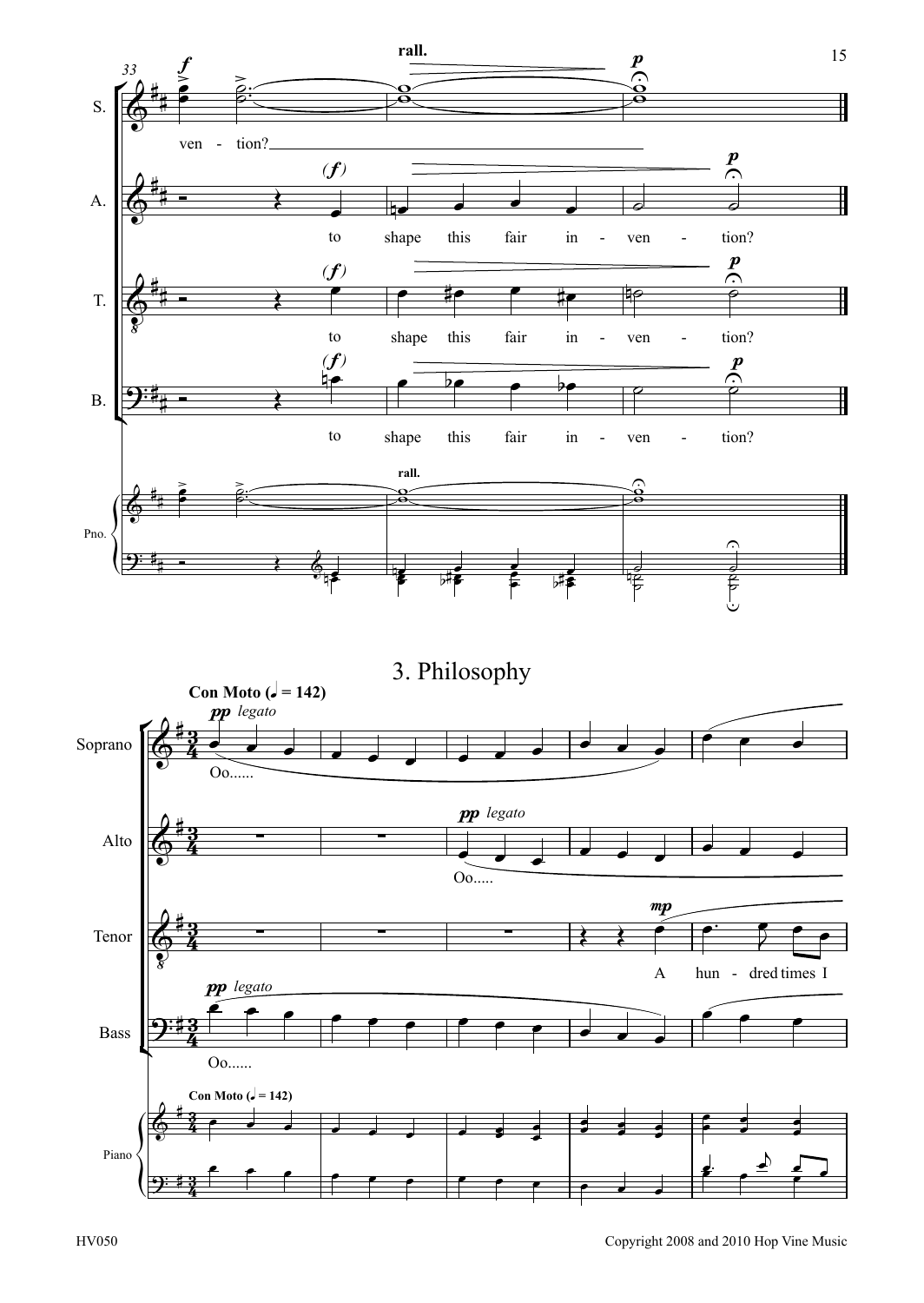# 3. Philosophy

**Con Moto (♩ = 142)**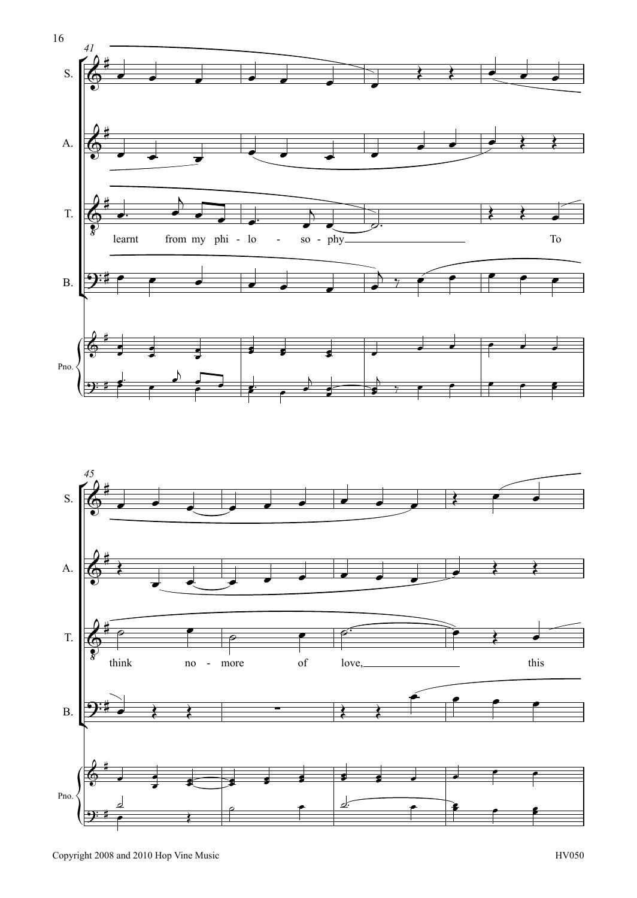41

S.

A.

T.

learnt from my phi - lo - so - phy

To

B.

Pno.

45

S.

A.

T.

think no - more of love,

this

B.

Pno.

Copyright 2008 and 2010 Hop Vine Music

HV050